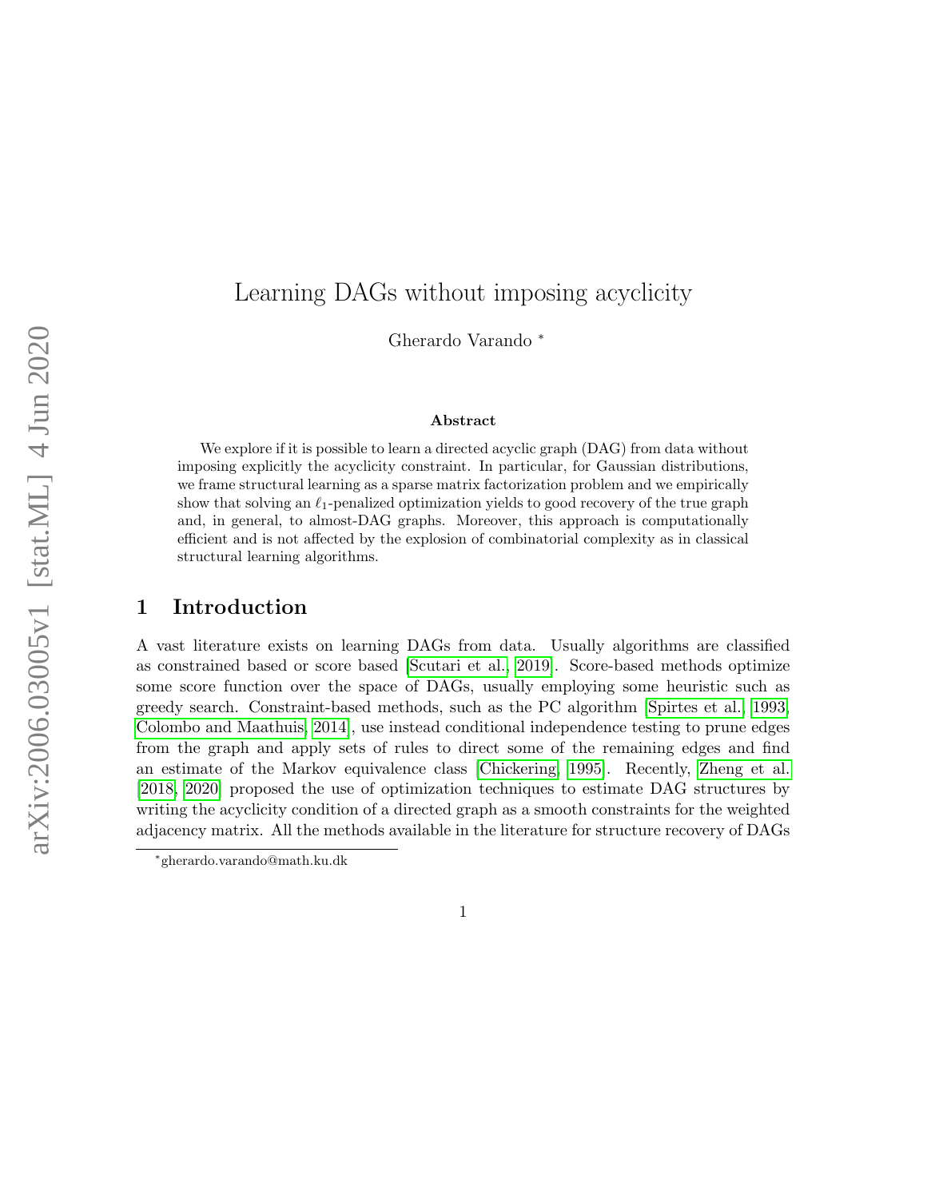# Learning DAGs without imposing acyclicity

Gherardo Varando [*]

### Abstract

We explore if it is possible to learn a directed acyclic graph (DAG) from data without imposing explicitly the acyclicity constraint. In particular, for Gaussian distributions, we frame structural learning as a sparse matrix factorization problem and we empirically show that solving an $\ell_1$-penalized optimization yields to good recovery of the true graph and, in general, to almost-DAG graphs. Moreover, this approach is computationally efficient and is not affected by the explosion of combinatorial complexity as in classical structural learning algorithms.

## 1 Introduction

A vast literature exists on learning DAGs from data. Usually algorithms are classified as constrained based or score based [Scutari et al., 2019]. Score-based methods optimize some score function over the space of DAGs, usually employing some heuristic such as greedy search. Constraint-based methods, such as the PC algorithm [Spirtes et al., 1993, Colombo and Maathuis, 2014], use instead conditional independence testing to prune edges from the graph and apply sets of rules to direct some of the remaining edges and find an estimate of the Markov equivalence class [Chickering, 1995]. Recently, Zheng et al. [2018, 2020] proposed the use of optimization techniques to estimate DAG structures by writing the acyclicity condition of a directed graph as a smooth constraints for the weighted adjacency matrix. All the methods available in the literature for structure recovery of DAGs

[*] gherardo.varando@math.ku.dk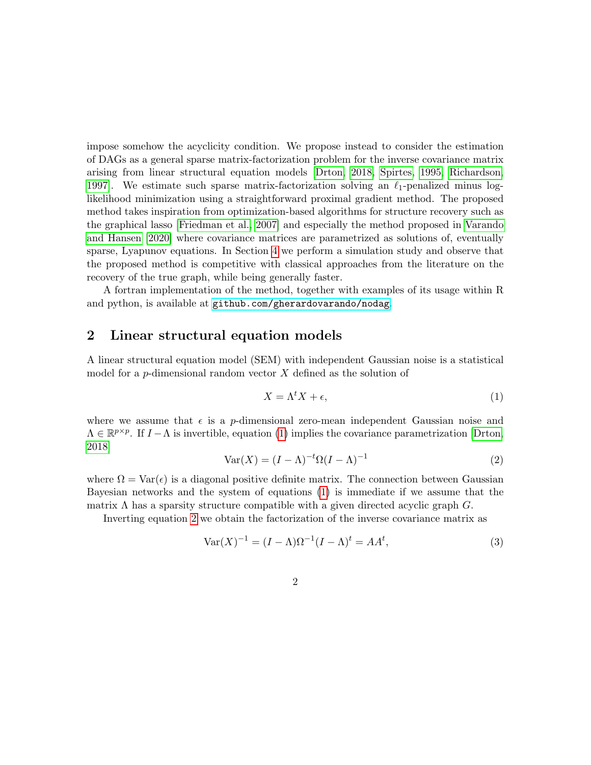impose somehow the acyclicity condition. We propose instead to consider the estimation of DAGs as a general sparse matrix-factorization problem for the inverse covariance matrix arising from linear structural equation models [Drton, 2018, Spirtes, 1995, Richardson, 1997]. We estimate such sparse matrix-factorization solving an $\ell_1$-penalized minus log-likelihood minimization using a straightforward proximal gradient method. The proposed method takes inspiration from optimization-based algorithms for structure recovery such as the graphical lasso [Friedman et al., 2007] and especially the method proposed in Varando and Hansen [2020] where covariance matrices are parametrized as solutions of, eventually sparse, Lyapunov equations. In Section 4 we perform a simulation study and observe that the proposed method is competitive with classical approaches from the literature on the recovery of the true graph, while being generally faster.

A fortran implementation of the method, together with examples of its usage within R and python, is available at `github.com/gherardovarando/nodag`.

## 2 Linear structural equation models

A linear structural equation model (SEM) with independent Gaussian noise is a statistical model for a $p$-dimensional random vector $X$ defined as the solution of

$$X = \Lambda^t X + \epsilon, \tag{1}$$

where we assume that $\epsilon$ is a $p$-dimensional zero-mean independent Gaussian noise and $\Lambda \in \mathbb{R}^{p \times p}$. If $I - \Lambda$ is invertible, equation (1) implies the covariance parametrization [Drton, 2018]

$$\mathrm{Var}(X) = (I - \Lambda)^{-t} \Omega (I - \Lambda)^{-1} \tag{2}$$

where $\Omega = \mathrm{Var}(\epsilon)$ is a diagonal positive definite matrix. The connection between Gaussian Bayesian networks and the system of equations (1) is immediate if we assume that the matrix $\Lambda$ has a sparsity structure compatible with a given directed acyclic graph $G$.

Inverting equation 2 we obtain the factorization of the inverse covariance matrix as

$$\mathrm{Var}(X)^{-1} = (I - \Lambda)\Omega^{-1}(I - \Lambda)^t = AA^t, \tag{3}$$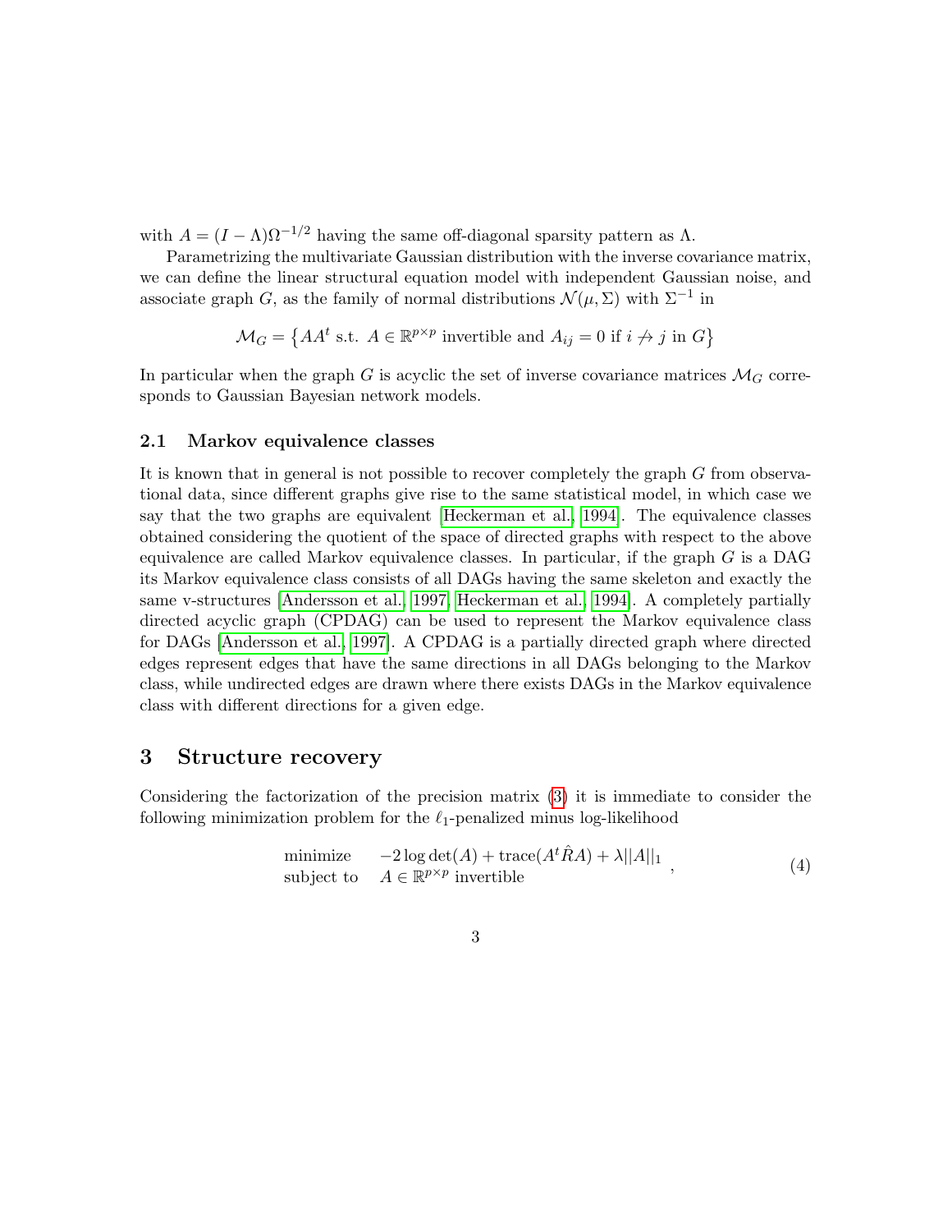with $A = (I - \Lambda)\Omega^{-1/2}$ having the same off-diagonal sparsity pattern as $\Lambda$.

Parametrizing the multivariate Gaussian distribution with the inverse covariance matrix, we can define the linear structural equation model with independent Gaussian noise, and associate graph $G$, as the family of normal distributions $\mathcal{N}(\mu, \Sigma)$ with $\Sigma^{-1}$ in

$$\mathcal{M}_G = \left\{ AA^t \text{ s.t. } A \in \mathbb{R}^{p \times p} \text{ invertible and } A_{ij} = 0 \text{ if } i \not\to j \text{ in } G \right\}$$

In particular when the graph $G$ is acyclic the set of inverse covariance matrices $\mathcal{M}_G$ corresponds to Gaussian Bayesian network models.

### 2.1 Markov equivalence classes

It is known that in general is not possible to recover completely the graph $G$ from observational data, since different graphs give rise to the same statistical model, in which case we say that the two graphs are equivalent [Heckerman et al., 1994]. The equivalence classes obtained considering the quotient of the space of directed graphs with respect to the above equivalence are called Markov equivalence classes. In particular, if the graph $G$ is a DAG its Markov equivalence class consists of all DAGs having the same skeleton and exactly the same v-structures [Andersson et al., 1997, Heckerman et al., 1994]. A completely partially directed acyclic graph (CPDAG) can be used to represent the Markov equivalence class for DAGs [Andersson et al., 1997]. A CPDAG is a partially directed graph where directed edges represent edges that have the same directions in all DAGs belonging to the Markov class, while undirected edges are drawn where there exists DAGs in the Markov equivalence class with different directions for a given edge.

## 3 Structure recovery

Considering the factorization of the precision matrix (3) it is immediate to consider the following minimization problem for the $\ell_1$-penalized minus log-likelihood

$$\begin{array}{ll} \text{minimize} & -2 \log \det(A) + \operatorname{trace}(A^t \hat{R} A) + \lambda ||A||_1 \\ \text{subject to} & A \in \mathbb{R}^{p \times p} \text{ invertible} \end{array} , \tag{4}$$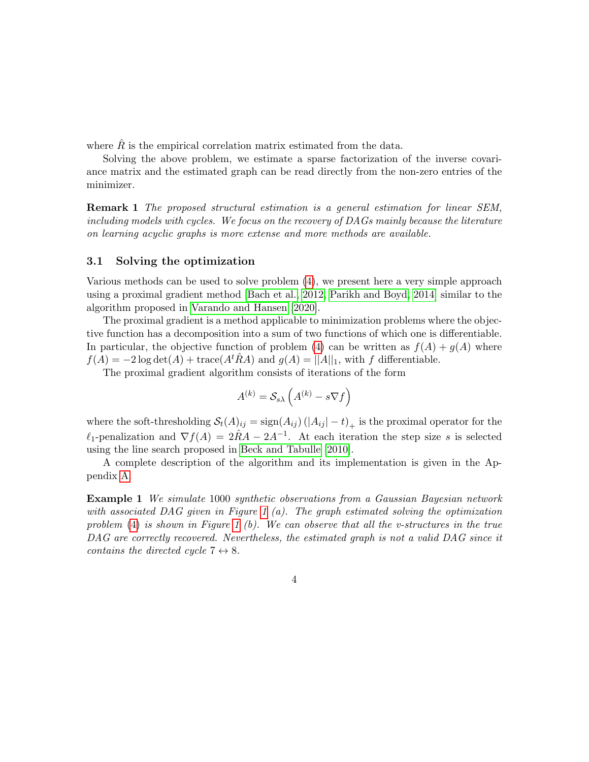where $\hat{R}$ is the empirical correlation matrix estimated from the data.

Solving the above problem, we estimate a sparse factorization of the inverse covariance matrix and the estimated graph can be read directly from the non-zero entries of the minimizer.

**Remark 1** *The proposed structural estimation is a general estimation for linear SEM, including models with cycles. We focus on the recovery of DAGs mainly because the literature on learning acyclic graphs is more extense and more methods are available.*

### 3.1 Solving the optimization

Various methods can be used to solve problem (4), we present here a very simple approach using a proximal gradient method [Bach et al., 2012, Parikh and Boyd, 2014] similar to the algorithm proposed in Varando and Hansen [2020].

The proximal gradient is a method applicable to minimization problems where the objective function has a decomposition into a sum of two functions of which one is differentiable. In particular, the objective function of problem (4) can be written as $f(A) + g(A)$ where $f(A) = -2 \log \det(A) + \mathrm{trace}(A^t \hat{R} A)$ and $g(A) = ||A||_1$, with $f$ differentiable.

The proximal gradient algorithm consists of iterations of the form

$$A^{(k)} = \mathcal{S}_{s\lambda}\left(A^{(k)} - s\nabla f\right)$$

where the soft-thresholding $\mathcal{S}_t(A)_{ij} = \mathrm{sign}(A_{ij})\left(|A_{ij}| - t\right)_+$ is the proximal operator for the $\ell_1$-penalization and $\nabla f(A) = 2\hat{R}A - 2A^{-1}$. At each iteration the step size $s$ is selected using the line search proposed in Beck and Tabulle [2010].

A complete description of the algorithm and its implementation is given in the Appendix A.

**Example 1** *We simulate* 1000 *synthetic observations from a Gaussian Bayesian network with associated DAG given in Figure 1 (a). The graph estimated solving the optimization problem* (4) *is shown in Figure 1 (b). We can observe that all the v-structures in the true DAG are correctly recovered. Nevertheless, the estimated graph is not a valid DAG since it contains the directed cycle* $7 \leftrightarrow 8$.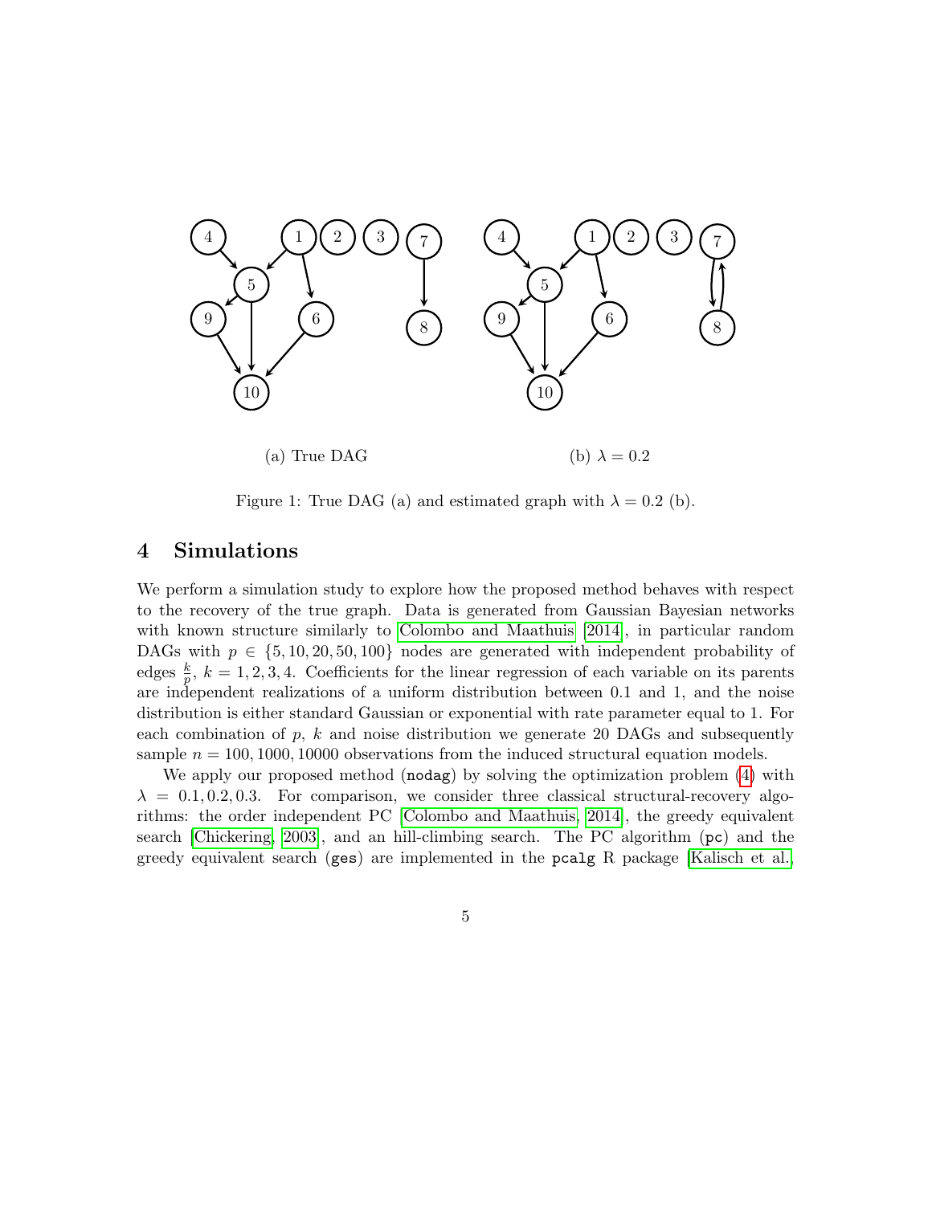(a) True DAG

(b) $\lambda = 0.2$

Figure 1: True DAG (a) and estimated graph with $\lambda = 0.2$ (b).

## 4 Simulations

We perform a simulation study to explore how the proposed method behaves with respect to the recovery of the true graph. Data is generated from Gaussian Bayesian networks with known structure similarly to [Colombo and Maathuis, 2014], in particular random DAGs with $p \in \{5, 10, 20, 50, 100\}$ nodes are generated with independent probability of edges $\frac{k}{p}$, $k = 1, 2, 3, 4$. Coefficients for the linear regression of each variable on its parents are independent realizations of a uniform distribution between 0.1 and 1, and the noise distribution is either standard Gaussian or exponential with rate parameter equal to 1. For each combination of $p$, $k$ and noise distribution we generate 20 DAGs and subsequently sample $n = 100, 1000, 10000$ observations from the induced structural equation models.

We apply our proposed method (`nodag`) by solving the optimization problem (4) with $\lambda = 0.1, 0.2, 0.3$. For comparison, we consider three classical structural-recovery algorithms: the order independent PC [Colombo and Maathuis, 2014], the greedy equivalent search [Chickering, 2003], and an hill-climbing search. The PC algorithm (`pc`) and the greedy equivalent search (`ges`) are implemented in the `pcalg` R package [Kalisch et al.,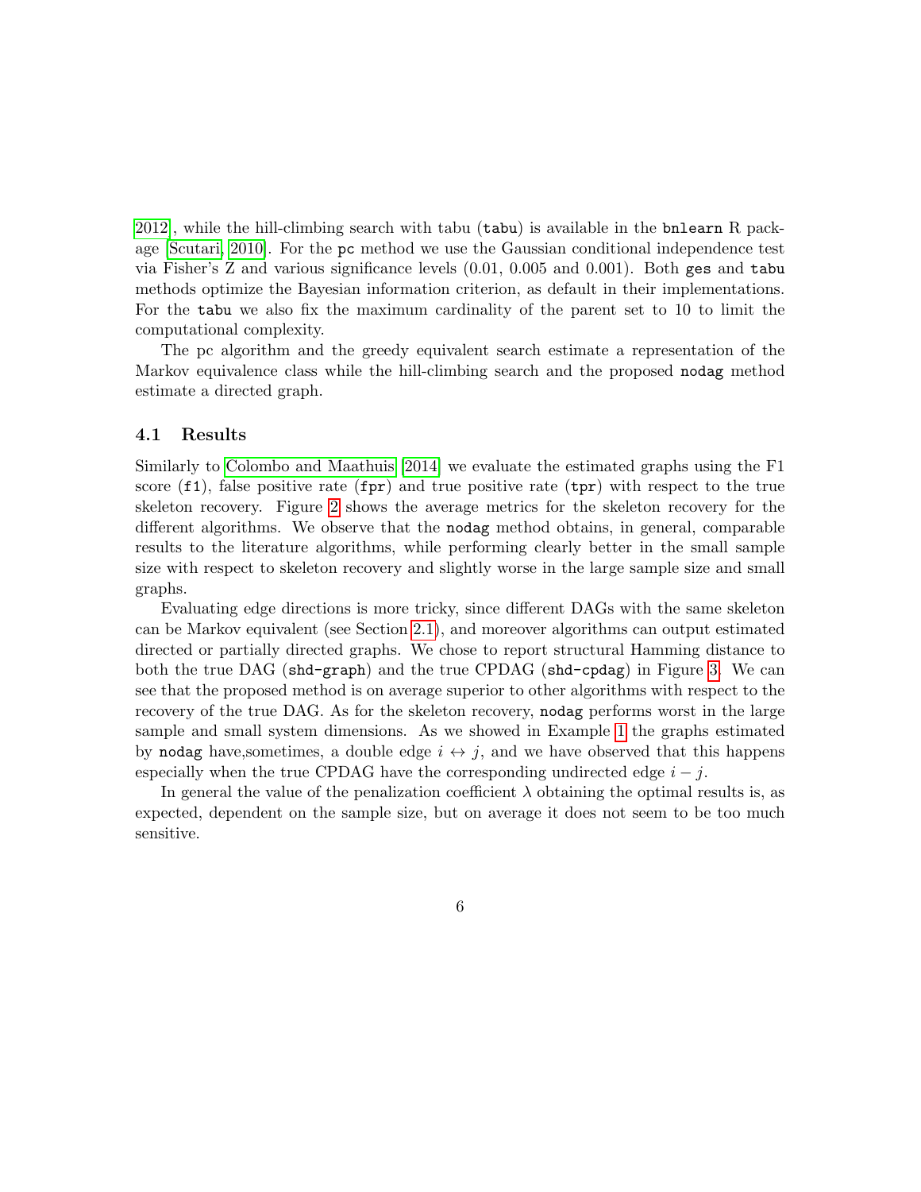2012], while the hill-climbing search with tabu (`tabu`) is available in the `bnlearn` R package [Scutari, 2010]. For the `pc` method we use the Gaussian conditional independence test via Fisher's Z and various significance levels (0.01, 0.005 and 0.001). Both `ges` and `tabu` methods optimize the Bayesian information criterion, as default in their implementations. For the `tabu` we also fix the maximum cardinality of the parent set to 10 to limit the computational complexity.

The pc algorithm and the greedy equivalent search estimate a representation of the Markov equivalence class while the hill-climbing search and the proposed `nodag` method estimate a directed graph.

### 4.1 Results

Similarly to Colombo and Maathuis [2014] we evaluate the estimated graphs using the F1 score (`f1`), false positive rate (`fpr`) and true positive rate (`tpr`) with respect to the true skeleton recovery. Figure 2 shows the average metrics for the skeleton recovery for the different algorithms. We observe that the `nodag` method obtains, in general, comparable results to the literature algorithms, while performing clearly better in the small sample size with respect to skeleton recovery and slightly worse in the large sample size and small graphs.

Evaluating edge directions is more tricky, since different DAGs with the same skeleton can be Markov equivalent (see Section 2.1), and moreover algorithms can output estimated directed or partially directed graphs. We chose to report structural Hamming distance to both the true DAG (`shd-graph`) and the true CPDAG (`shd-cpdag`) in Figure 3. We can see that the proposed method is on average superior to other algorithms with respect to the recovery of the true DAG. As for the skeleton recovery, `nodag` performs worst in the large sample and small system dimensions. As we showed in Example 1 the graphs estimated by `nodag` have,sometimes, a double edge $i \leftrightarrow j$, and we have observed that this happens especially when the true CPDAG have the corresponding undirected edge $i - j$.

In general the value of the penalization coefficient $\lambda$ obtaining the optimal results is, as expected, dependent on the sample size, but on average it does not seem to be too much sensitive.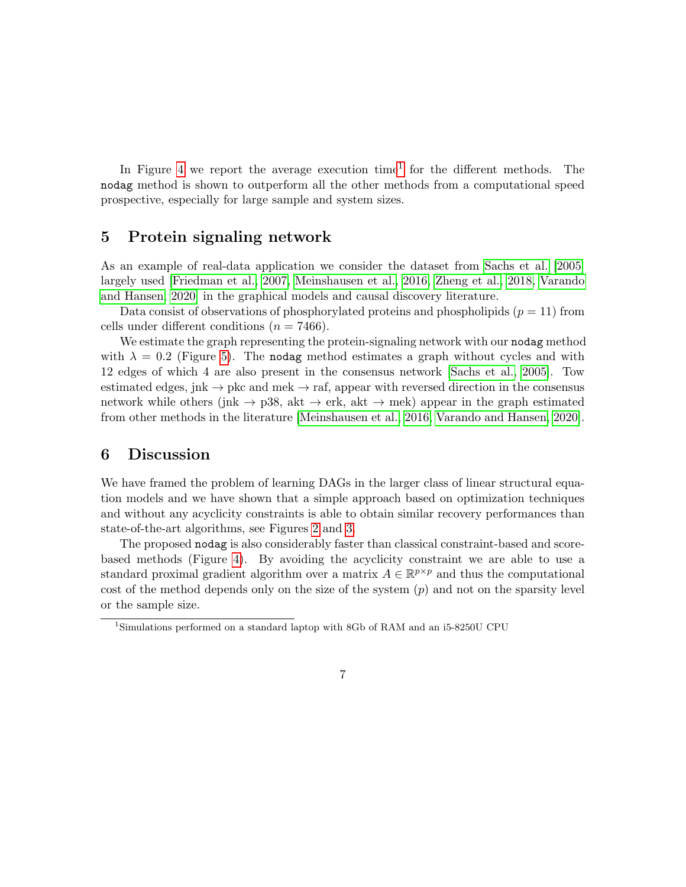In Figure 4 we report the average execution time[1] for the different methods. The `nodag` method is shown to outperform all the other methods from a computational speed prospective, especially for large sample and system sizes.

## 5 Protein signaling network

As an example of real-data application we consider the dataset from Sachs et al. [2005] largely used [Friedman et al., 2007, Meinshausen et al., 2016, Zheng et al., 2018, Varando and Hansen, 2020] in the graphical models and causal discovery literature.

Data consist of observations of phosphorylated proteins and phospholipids ($p = 11$) from cells under different conditions ($n = 7466$).

We estimate the graph representing the protein-signaling network with our `nodag` method with $\lambda = 0.2$ (Figure 5). The `nodag` method estimates a graph without cycles and with 12 edges of which 4 are also present in the consensus network [Sachs et al., 2005]. Tow estimated edges, jnk $\rightarrow$ pkc and mek $\rightarrow$ raf, appear with reversed direction in the consensus network while others (jnk $\rightarrow$ p38, akt $\rightarrow$ erk, akt $\rightarrow$ mek) appear in the graph estimated from other methods in the literature [Meinshausen et al., 2016, Varando and Hansen, 2020].

## 6 Discussion

We have framed the problem of learning DAGs in the larger class of linear structural equation models and we have shown that a simple approach based on optimization techniques and without any acyclicity constraints is able to obtain similar recovery performances than state-of-the-art algorithms, see Figures 2 and 3.

The proposed `nodag` is also considerably faster than classical constraint-based and score-based methods (Figure 4). By avoiding the acyclicity constraint we are able to use a standard proximal gradient algorithm over a matrix $A \in \mathbb{R}^{p \times p}$ and thus the computational cost of the method depends only on the size of the system ($p$) and not on the sparsity level or the sample size.

[1] Simulations performed on a standard laptop with 8Gb of RAM and an i5-8250U CPU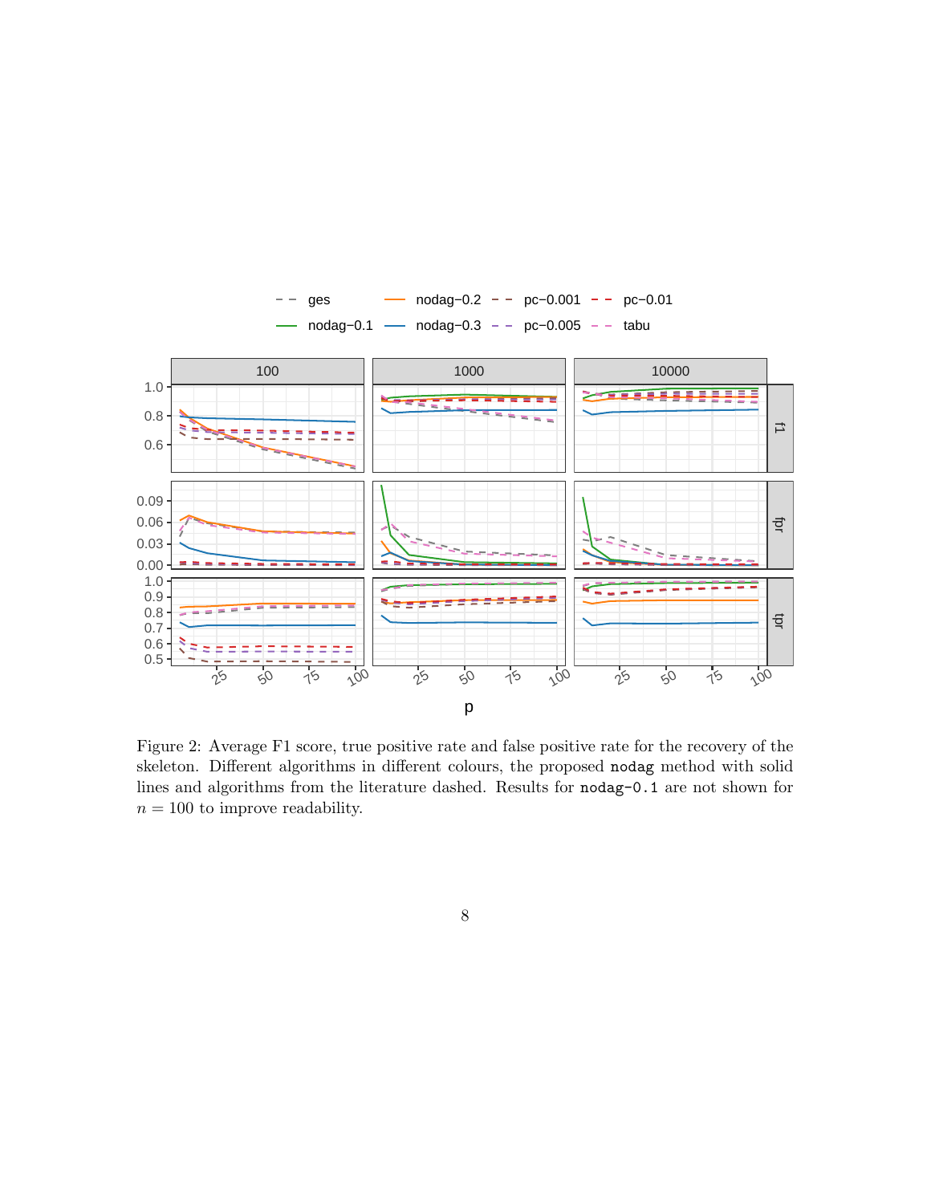Figure 2: Average F1 score, true positive rate and false positive rate for the recovery of the skeleton. Different algorithms in different colours, the proposed `nodag` method with solid lines and algorithms from the literature dashed. Results for `nodag-0.1` are not shown for $n = 100$ to improve readability.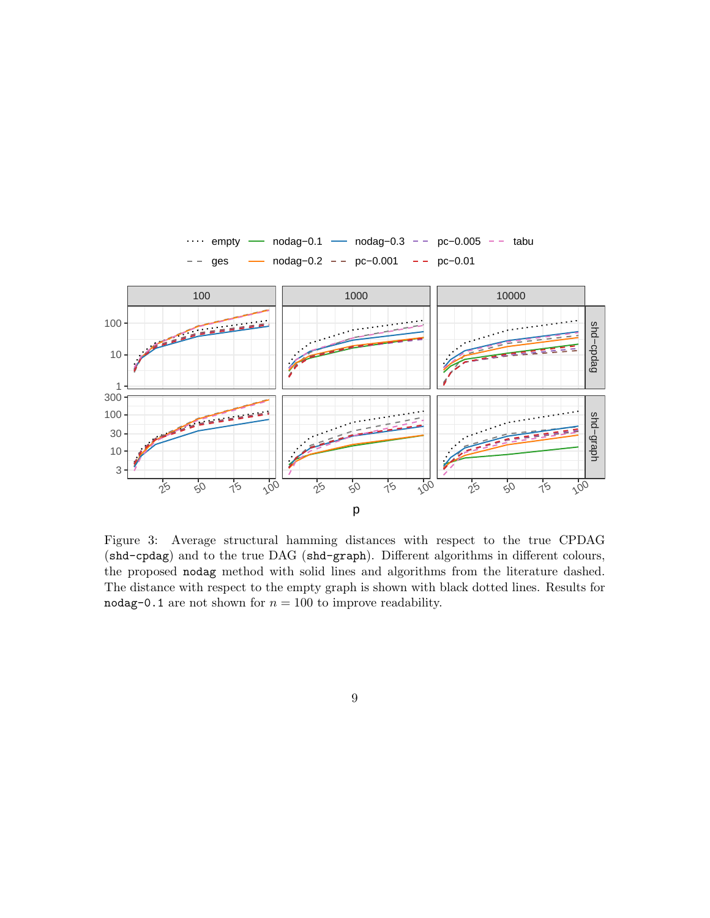Figure 3: Average structural hamming distances with respect to the true CPDAG (`shd-cpdag`) and to the true DAG (`shd-graph`). Different algorithms in different colours, the proposed `nodag` method with solid lines and algorithms from the literature dashed. The distance with respect to the empty graph is shown with black dotted lines. Results for `nodag-0.1` are not shown for $n = 100$ to improve readability.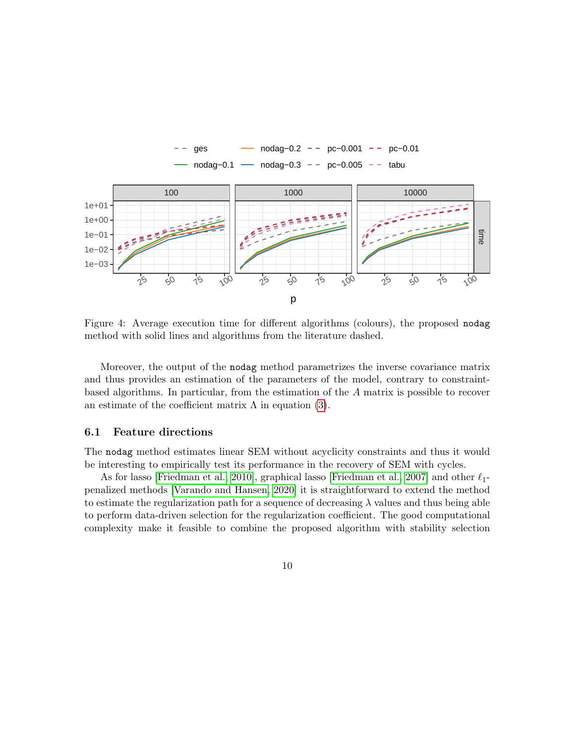Figure 4: Average execution time for different algorithms (colours), the proposed `nodag` method with solid lines and algorithms from the literature dashed.

Moreover, the output of the `nodag` method parametrizes the inverse covariance matrix and thus provides an estimation of the parameters of the model, contrary to constraint-based algorithms. In particular, from the estimation of the $A$ matrix is possible to recover an estimate of the coefficient matrix $\Lambda$ in equation (3).

### 6.1 Feature directions

The `nodag` method estimates linear SEM without acyclicity constraints and thus it would be interesting to empirically test its performance in the recovery of SEM with cycles.

As for lasso [Friedman et al., 2010], graphical lasso [Friedman et al., 2007] and other $\ell_1$-penalized methods [Varando and Hansen, 2020] it is straightforward to extend the method to estimate the regularization path for a sequence of decreasing $\lambda$ values and thus being able to perform data-driven selection for the regularization coefficient. The good computational complexity make it feasible to combine the proposed algorithm with stability selection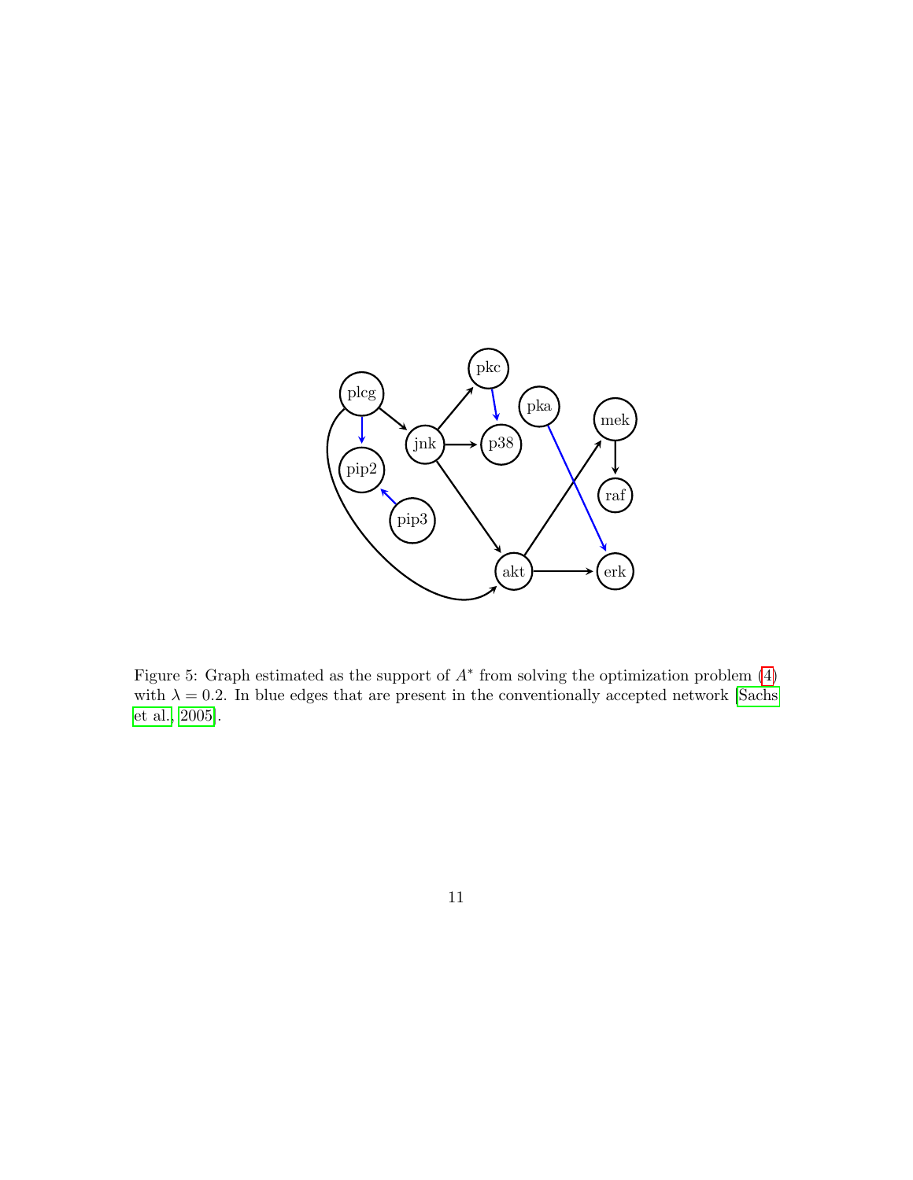Figure 5: Graph estimated as the support of $A^*$ from solving the optimization problem (4) with $\lambda = 0.2$. In blue edges that are present in the conventionally accepted network [Sachs et al., 2005].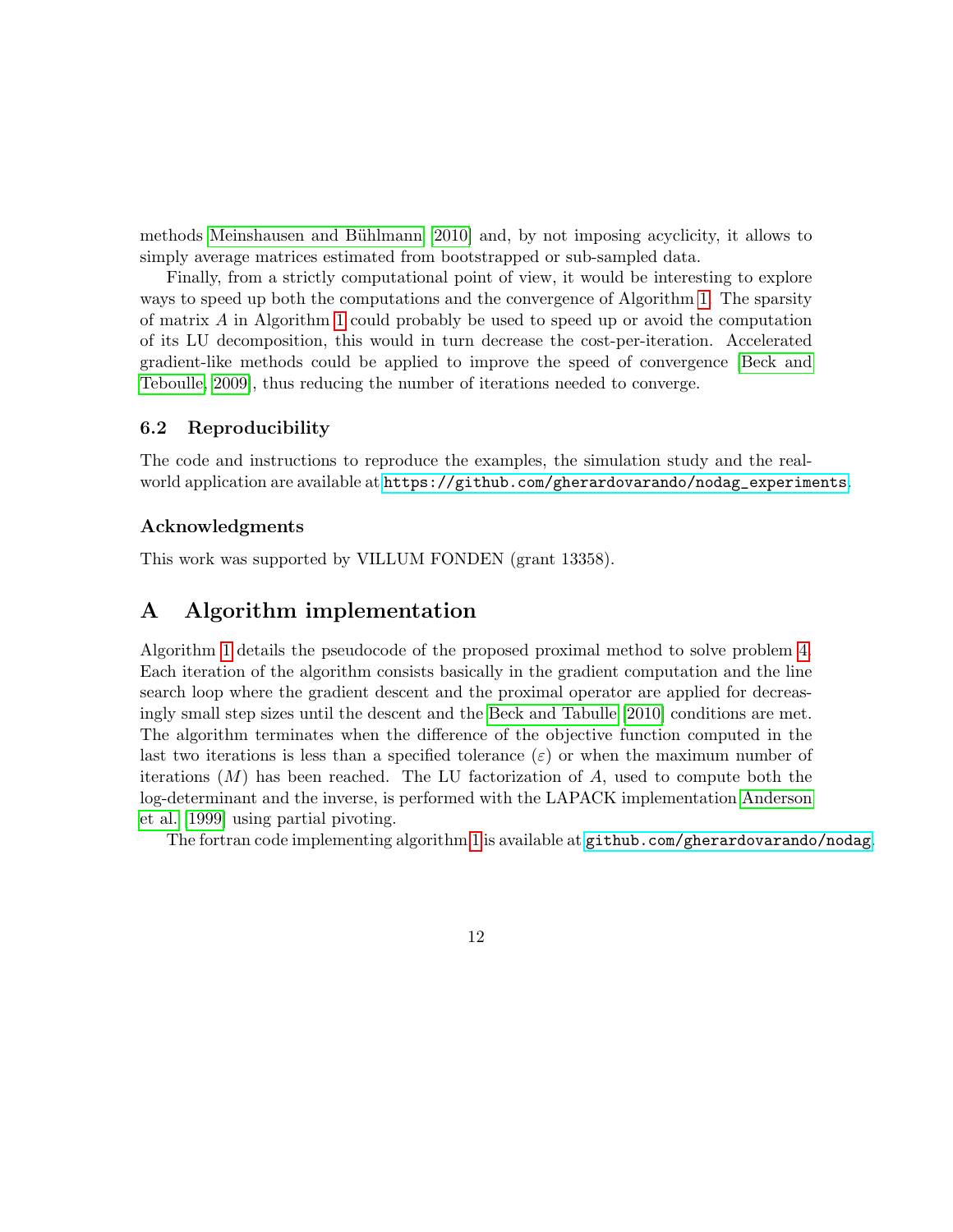methods Meinshausen and Bühlmann [2010] and, by not imposing acyclicity, it allows to simply average matrices estimated from bootstrapped or sub-sampled data.

Finally, from a strictly computational point of view, it would be interesting to explore ways to speed up both the computations and the convergence of Algorithm 1. The sparsity of matrix $A$ in Algorithm 1 could probably be used to speed up or avoid the computation of its LU decomposition, this would in turn decrease the cost-per-iteration. Accelerated gradient-like methods could be applied to improve the speed of convergence [Beck and Teboulle, 2009], thus reducing the number of iterations needed to converge.

### 6.2 Reproducibility

The code and instructions to reproduce the examples, the simulation study and the real-world application are available at https://github.com/gherardovarando/nodag_experiments.

### Acknowledgments

This work was supported by VILLUM FONDEN (grant 13358).

## A Algorithm implementation

Algorithm 1 details the pseudocode of the proposed proximal method to solve problem 4. Each iteration of the algorithm consists basically in the gradient computation and the line search loop where the gradient descent and the proximal operator are applied for decreasingly small step sizes until the descent and the Beck and Tabulle [2010] conditions are met. The algorithm terminates when the difference of the objective function computed in the last two iterations is less than a specified tolerance ($\varepsilon$) or when the maximum number of iterations ($M$) has been reached. The LU factorization of $A$, used to compute both the log-determinant and the inverse, is performed with the LAPACK implementation Anderson et al. [1999] using partial pivoting.

The fortran code implementing algorithm 1 is available at github.com/gherardovarando/nodag.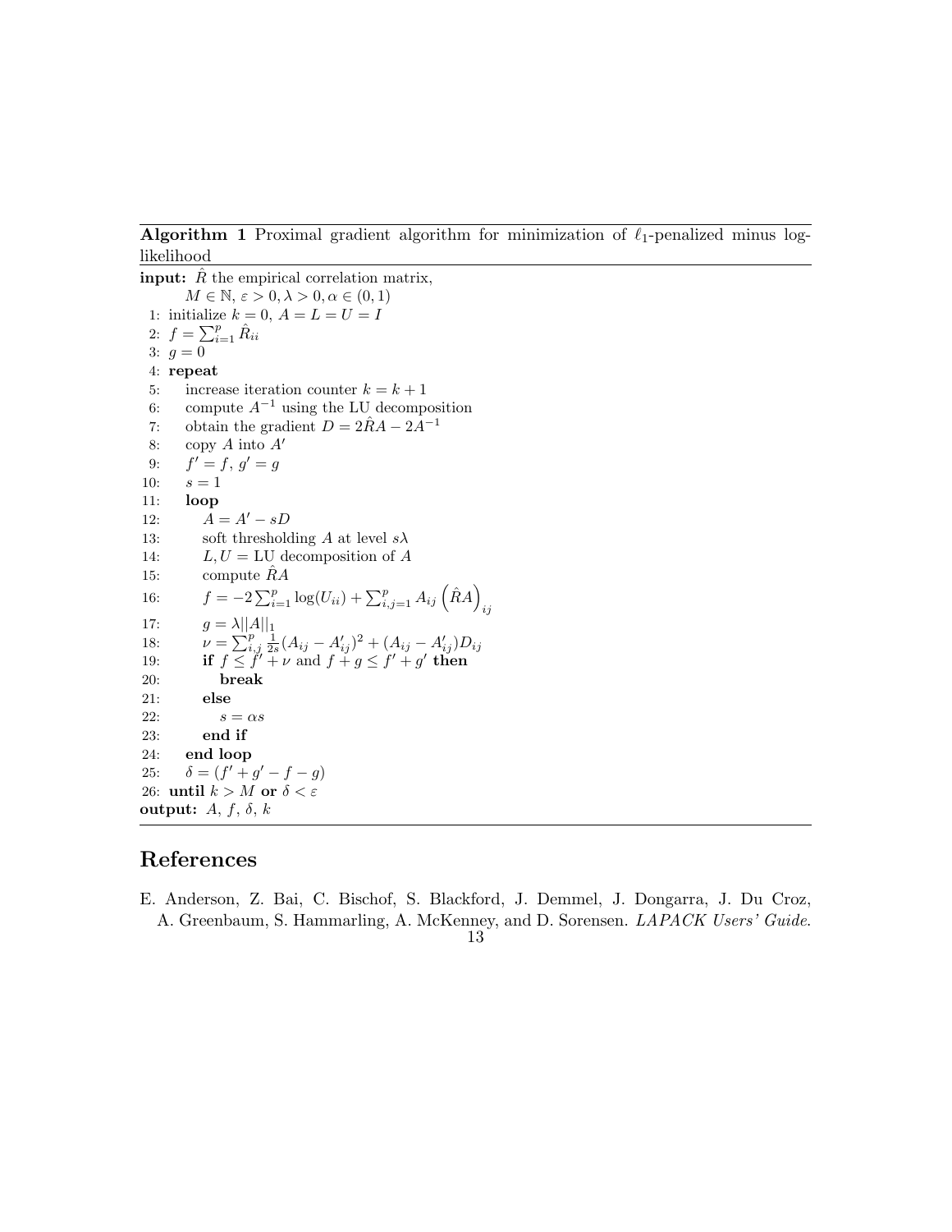**Algorithm 1** Proximal gradient algorithm for minimization of $\ell_1$-penalized minus log-likelihood

```
input: R̂ the empirical correlation matrix,
       M ∈ ℕ, ε > 0, λ > 0, α ∈ (0,1)
 1: initialize k = 0, A = L = U = I
 2: f = Σ_{i=1}^p R̂_ii
 3: g = 0
 4: repeat
 5:    increase iteration counter k = k + 1
 6:    compute A^{-1} using the LU decomposition
 7:    obtain the gradient D = 2R̂A − 2A^{-1}
 8:    copy A into A'
 9:    f' = f, g' = g
10:    s = 1
11:    loop
12:       A = A' − sD
13:       soft thresholding A at level sλ
14:       L, U = LU decomposition of A
15:       compute R̂A
16:       f = −2 Σ_{i=1}^p log(U_ii) + Σ_{i,j=1}^p A_ij (R̂A)_ij
17:       g = λ||A||_1
18:       ν = Σ_{i,j}^p (1/(2s)) (A_ij − A'_ij)^2 + (A_ij − A'_ij) D_ij
19:       if f ≤ f' + ν and f + g ≤ f' + g' then
20:          break
21:       else
22:          s = αs
23:       end if
24:    end loop
25:    δ = (f' + g' − f − g)
26: until k > M or δ < ε
output: A, f, δ, k
```

## References

E. Anderson, Z. Bai, C. Bischof, S. Blackford, J. Demmel, J. Dongarra, J. Du Croz, A. Greenbaum, S. Hammarling, A. McKenney, and D. Sorensen. *LAPACK Users' Guide*.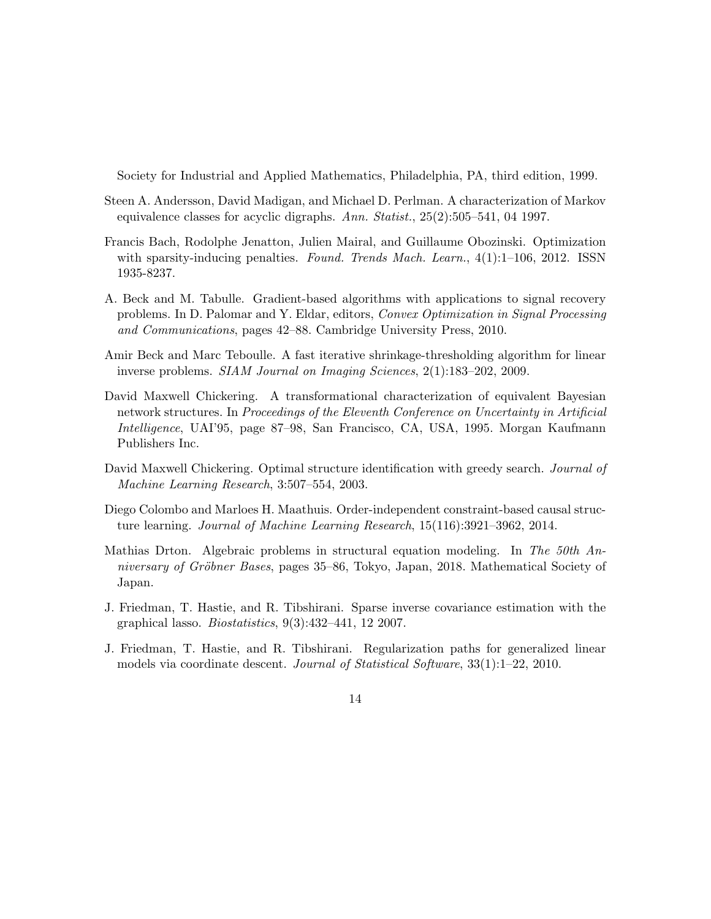Society for Industrial and Applied Mathematics, Philadelphia, PA, third edition, 1999.

Steen A. Andersson, David Madigan, and Michael D. Perlman. A characterization of Markov equivalence classes for acyclic digraphs. *Ann. Statist.*, 25(2):505–541, 04 1997.

Francis Bach, Rodolphe Jenatton, Julien Mairal, and Guillaume Obozinski. Optimization with sparsity-inducing penalties. *Found. Trends Mach. Learn.*, 4(1):1–106, 2012. ISSN 1935-8237.

A. Beck and M. Tabulle. Gradient-based algorithms with applications to signal recovery problems. In D. Palomar and Y. Eldar, editors, *Convex Optimization in Signal Processing and Communications*, pages 42–88. Cambridge University Press, 2010.

Amir Beck and Marc Teboulle. A fast iterative shrinkage-thresholding algorithm for linear inverse problems. *SIAM Journal on Imaging Sciences*, 2(1):183–202, 2009.

David Maxwell Chickering. A transformational characterization of equivalent Bayesian network structures. In *Proceedings of the Eleventh Conference on Uncertainty in Artificial Intelligence*, UAI'95, page 87–98, San Francisco, CA, USA, 1995. Morgan Kaufmann Publishers Inc.

David Maxwell Chickering. Optimal structure identification with greedy search. *Journal of Machine Learning Research*, 3:507–554, 2003.

Diego Colombo and Marloes H. Maathuis. Order-independent constraint-based causal structure learning. *Journal of Machine Learning Research*, 15(116):3921–3962, 2014.

Mathias Drton. Algebraic problems in structural equation modeling. In *The 50th Anniversary of Gröbner Bases*, pages 35–86, Tokyo, Japan, 2018. Mathematical Society of Japan.

J. Friedman, T. Hastie, and R. Tibshirani. Sparse inverse covariance estimation with the graphical lasso. *Biostatistics*, 9(3):432–441, 12 2007.

J. Friedman, T. Hastie, and R. Tibshirani. Regularization paths for generalized linear models via coordinate descent. *Journal of Statistical Software*, 33(1):1–22, 2010.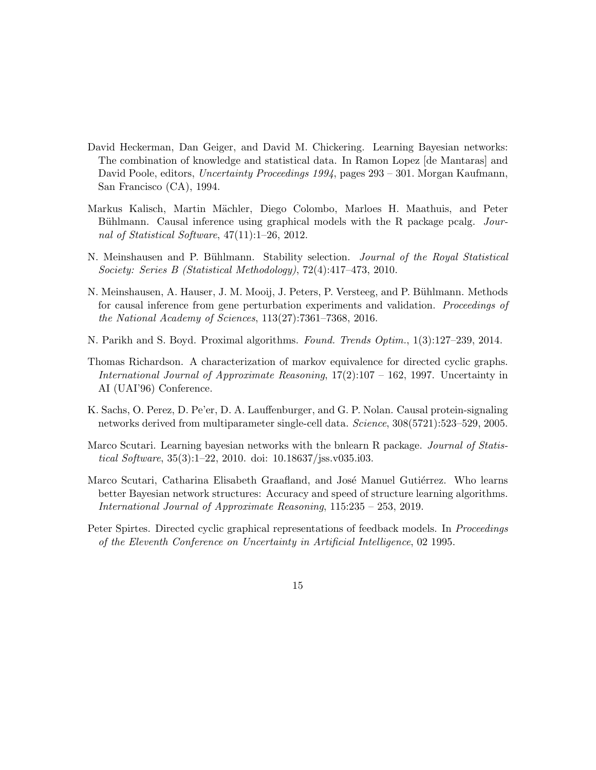David Heckerman, Dan Geiger, and David M. Chickering. Learning Bayesian networks: The combination of knowledge and statistical data. In Ramon Lopez [de Mantaras] and David Poole, editors, *Uncertainty Proceedings 1994*, pages 293 – 301. Morgan Kaufmann, San Francisco (CA), 1994.

Markus Kalisch, Martin Mächler, Diego Colombo, Marloes H. Maathuis, and Peter Bühlmann. Causal inference using graphical models with the R package pcalg. *Journal of Statistical Software*, 47(11):1–26, 2012.

N. Meinshausen and P. Bühlmann. Stability selection. *Journal of the Royal Statistical Society: Series B (Statistical Methodology)*, 72(4):417–473, 2010.

N. Meinshausen, A. Hauser, J. M. Mooij, J. Peters, P. Versteeg, and P. Bühlmann. Methods for causal inference from gene perturbation experiments and validation. *Proceedings of the National Academy of Sciences*, 113(27):7361–7368, 2016.

N. Parikh and S. Boyd. Proximal algorithms. *Found. Trends Optim.*, 1(3):127–239, 2014.

Thomas Richardson. A characterization of markov equivalence for directed cyclic graphs. *International Journal of Approximate Reasoning*, 17(2):107 – 162, 1997. Uncertainty in AI (UAI'96) Conference.

K. Sachs, O. Perez, D. Pe'er, D. A. Lauffenburger, and G. P. Nolan. Causal protein-signaling networks derived from multiparameter single-cell data. *Science*, 308(5721):523–529, 2005.

Marco Scutari. Learning bayesian networks with the bnlearn R package. *Journal of Statistical Software*, 35(3):1–22, 2010. doi: 10.18637/jss.v035.i03.

Marco Scutari, Catharina Elisabeth Graafland, and José Manuel Gutiérrez. Who learns better Bayesian network structures: Accuracy and speed of structure learning algorithms. *International Journal of Approximate Reasoning*, 115:235 – 253, 2019.

Peter Spirtes. Directed cyclic graphical representations of feedback models. In *Proceedings of the Eleventh Conference on Uncertainty in Artificial Intelligence*, 02 1995.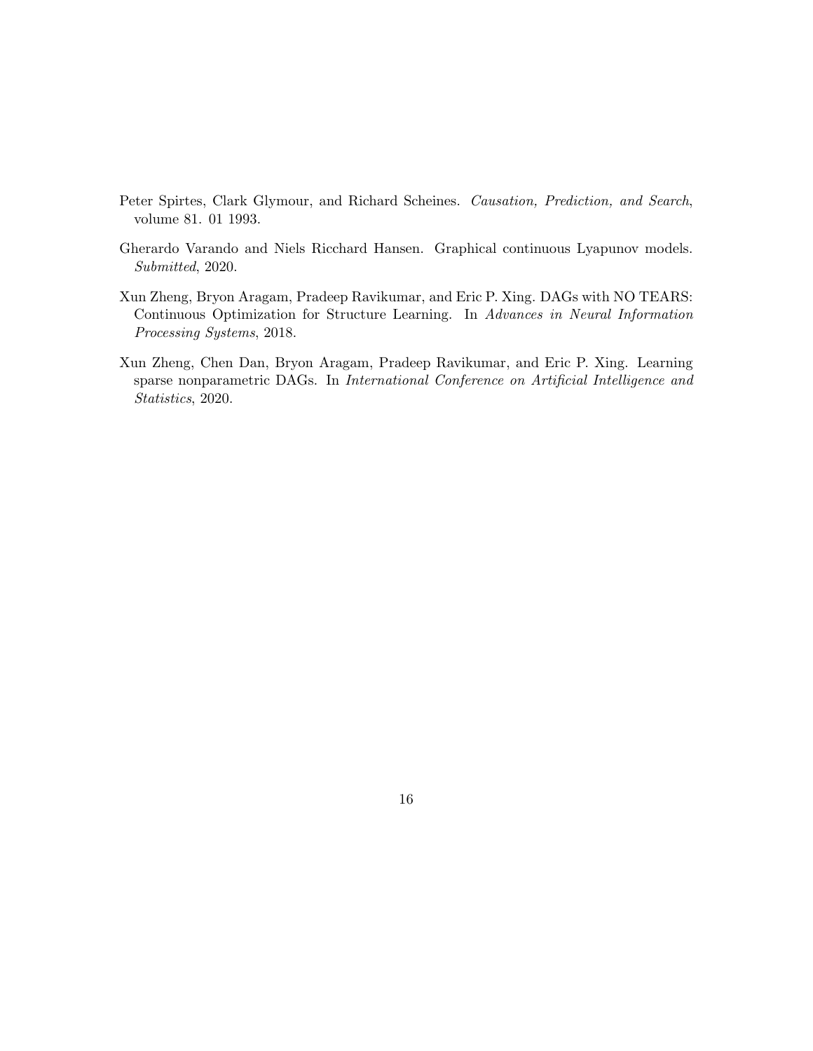Peter Spirtes, Clark Glymour, and Richard Scheines. *Causation, Prediction, and Search*, volume 81. 01 1993.

Gherardo Varando and Niels Ricchard Hansen. Graphical continuous Lyapunov models. *Submitted*, 2020.

Xun Zheng, Bryon Aragam, Pradeep Ravikumar, and Eric P. Xing. DAGs with NO TEARS: Continuous Optimization for Structure Learning. In *Advances in Neural Information Processing Systems*, 2018.

Xun Zheng, Chen Dan, Bryon Aragam, Pradeep Ravikumar, and Eric P. Xing. Learning sparse nonparametric DAGs. In *International Conference on Artificial Intelligence and Statistics*, 2020.